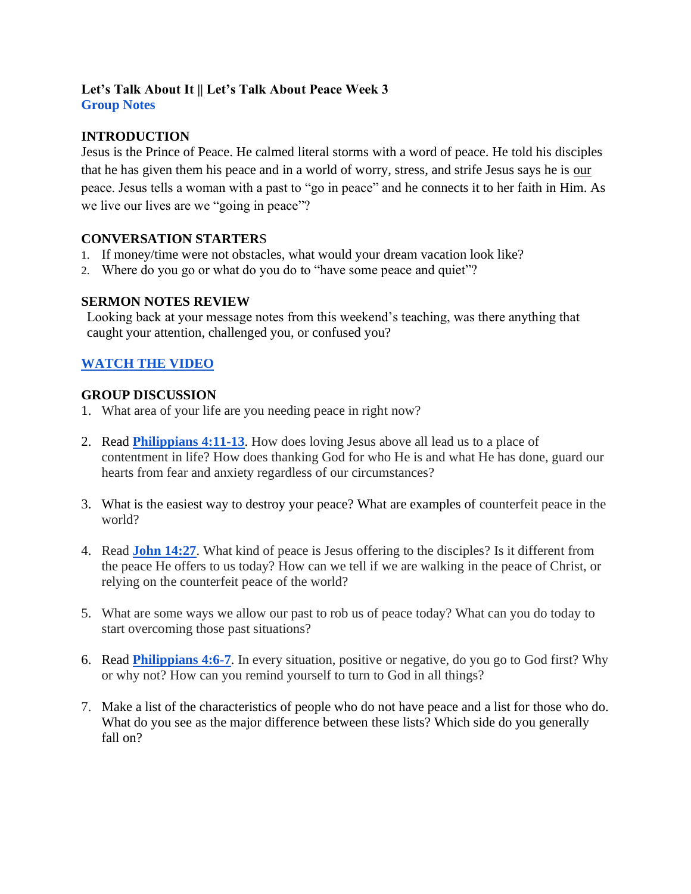**Let's Talk About It || Let's Talk About Peace Week 3**
**Group Notes**

## INTRODUCTION

Jesus is the Prince of Peace. He calmed literal storms with a word of peace. He told his disciples that he has given them his peace and in a world of worry, stress, and strife Jesus says he is <u>our</u> peace. Jesus tells a woman with a past to "go in peace" and he connects it to her faith in Him. As we live our lives are we "going in peace"?

## CONVERSATION STARTERS

1. If money/time were not obstacles, what would your dream vacation look like?
2. Where do you go or what do you do to "have some peace and quiet"?

## SERMON NOTES REVIEW

Looking back at your message notes from this weekend's teaching, was there anything that caught your attention, challenged you, or confused you?

**WATCH THE VIDEO**

## GROUP DISCUSSION

1. What area of your life are you needing peace in right now?

2. Read **Philippians 4:11-13**. How does loving Jesus above all lead us to a place of contentment in life? How does thanking God for who He is and what He has done, guard our hearts from fear and anxiety regardless of our circumstances?

3. What is the easiest way to destroy your peace? What are examples of counterfeit peace in the world?

4. Read **John 14:27**. What kind of peace is Jesus offering to the disciples? Is it different from the peace He offers to us today? How can we tell if we are walking in the peace of Christ, or relying on the counterfeit peace of the world?

5. What are some ways we allow our past to rob us of peace today? What can you do today to start overcoming those past situations?

6. Read **Philippians 4:6-7**. In every situation, positive or negative, do you go to God first? Why or why not? How can you remind yourself to turn to God in all things?

7. Make a list of the characteristics of people who do not have peace and a list for those who do. What do you see as the major difference between these lists? Which side do you generally fall on?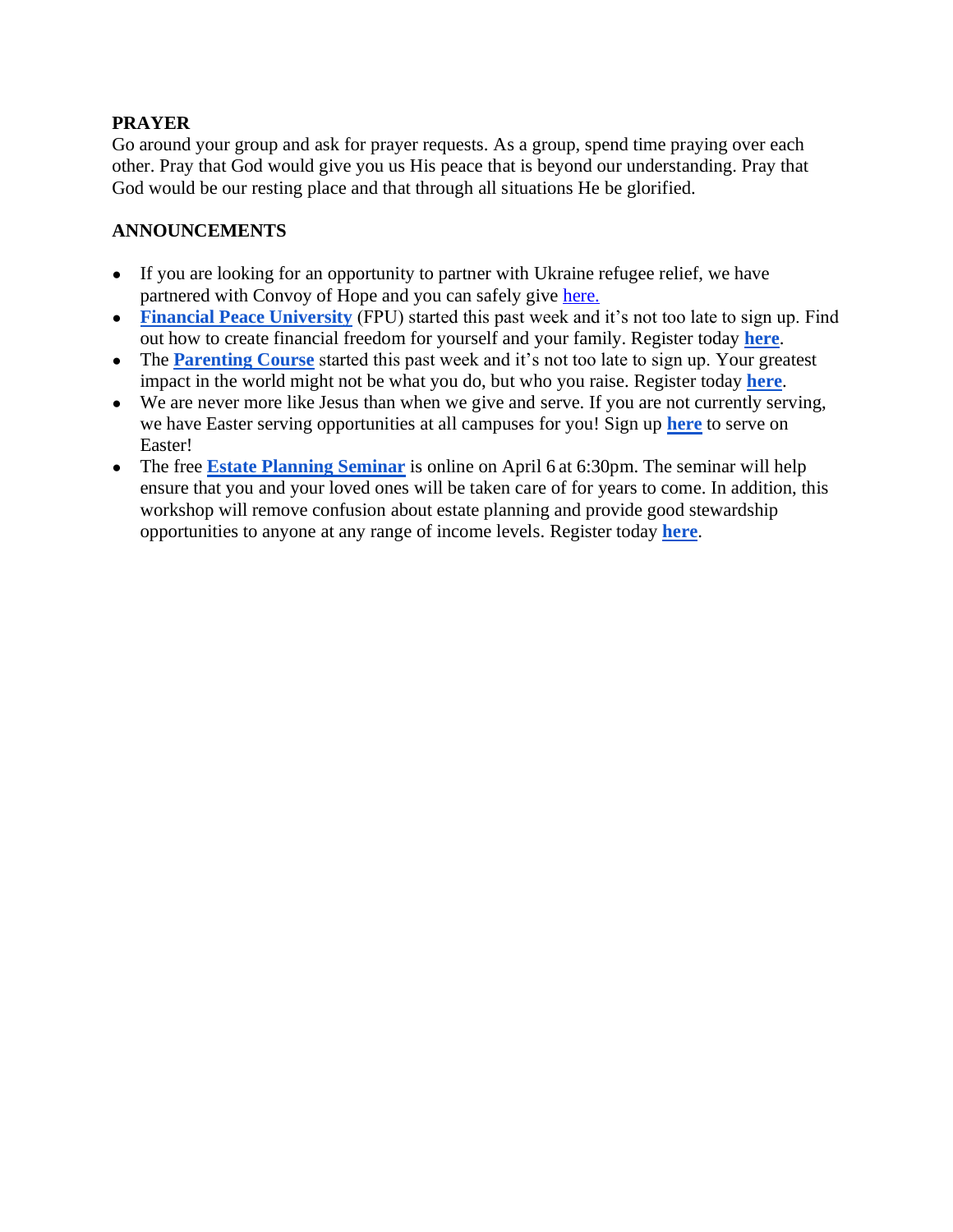**PRAYER**

Go around your group and ask for prayer requests. As a group, spend time praying over each other. Pray that God would give you us His peace that is beyond our understanding. Pray that God would be our resting place and that through all situations He be glorified.

**ANNOUNCEMENTS**

- If you are looking for an opportunity to partner with Ukraine refugee relief, we have partnered with Convoy of Hope and you can safely give here.
- **Financial Peace University** (FPU) started this past week and it's not too late to sign up. Find out how to create financial freedom for yourself and your family. Register today **here**.
- The **Parenting Course** started this past week and it's not too late to sign up. Your greatest impact in the world might not be what you do, but who you raise. Register today **here**.
- We are never more like Jesus than when we give and serve. If you are not currently serving, we have Easter serving opportunities at all campuses for you! Sign up **here** to serve on Easter!
- The free **Estate Planning Seminar** is online on April 6 at 6:30pm. The seminar will help ensure that you and your loved ones will be taken care of for years to come. In addition, this workshop will remove confusion about estate planning and provide good stewardship opportunities to anyone at any range of income levels. Register today **here**.